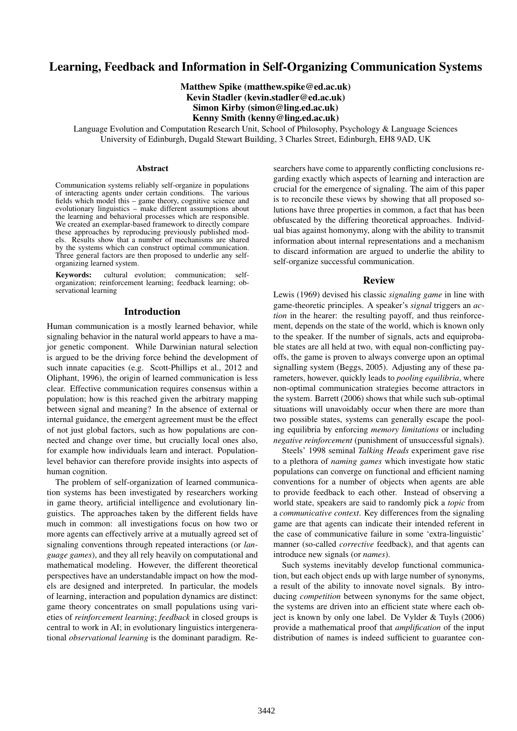# Learning, Feedback and Information in Self-Organizing Communication Systems

**Matthew Spike (matthew.spike@ed.ac.uk)**
**Kevin Stadler (kevin.stadler@ed.ac.uk)**
**Simon Kirby (simon@ling.ed.ac.uk)**
**Kenny Smith (kenny@ling.ed.ac.uk)**

Language Evolution and Computation Research Unit, School of Philosophy, Psychology & Language Sciences
University of Edinburgh, Dugald Stewart Building, 3 Charles Street, Edinburgh, EH8 9AD, UK

## Abstract

Communication systems reliably self-organize in populations of interacting agents under certain conditions. The various fields which model this – game theory, cognitive science and evolutionary linguistics – make different assumptions about the learning and behavioral processes which are responsible. We created an exemplar-based framework to directly compare these approaches by reproducing previously published models. Results show that a number of mechanisms are shared by the systems which can construct optimal communication. Three general factors are then proposed to underlie any self-organizing learned system.

**Keywords:** cultural evolution; communication; self-organization; reinforcement learning; feedback learning; observational learning

## Introduction

Human communication is a mostly learned behavior, while signaling behavior in the natural world appears to have a major genetic component. While Darwinian natural selection is argued to be the driving force behind the development of such innate capacities (e.g. Scott-Phillips et al., 2012 and Oliphant, 1996), the origin of learned communication is less clear. Effective communication requires consensus within a population; how is this reached given the arbitrary mapping between signal and meaning? In the absence of external or internal guidance, the emergent agreement must be the effect of not just global factors, such as how populations are connected and change over time, but crucially local ones also, for example how individuals learn and interact. Population-level behavior can therefore provide insights into aspects of human cognition.

The problem of self-organization of learned communication systems has been investigated by researchers working in game theory, artificial intelligence and evolutionary linguistics. The approaches taken by the different fields have much in common: all investigations focus on how two or more agents can effectively arrive at a mutually agreed set of signaling conventions through repeated interactions (or *language games*), and they all rely heavily on computational and mathematical modeling. However, the different theoretical perspectives have an understandable impact on how the models are designed and interpreted. In particular, the models of learning, interaction and population dynamics are distinct: game theory concentrates on small populations using varieties of *reinforcement learning*; *feedback* in closed groups is central to work in AI; in evolutionary linguistics intergenerational *observational learning* is the dominant paradigm. Researchers have come to apparently conflicting conclusions regarding exactly which aspects of learning and interaction are crucial for the emergence of signaling. The aim of this paper is to reconcile these views by showing that all proposed solutions have three properties in common, a fact that has been obfuscated by the differing theoretical approaches. Individual bias against homonymy, along with the ability to transmit information about internal representations and a mechanism to discard information are argued to underlie the ability to self-organize successful communication.

## Review

Lewis (1969) devised his classic *signaling game* in line with game-theoretic principles. A speaker's *signal* triggers an *action* in the hearer: the resulting payoff, and thus reinforcement, depends on the state of the world, which is known only to the speaker. If the number of signals, acts and equiprobable states are all held at two, with equal non-conflicting payoffs, the game is proven to always converge upon an optimal signalling system (Beggs, 2005). Adjusting any of these parameters, however, quickly leads to *pooling equilibria*, where non-optimal communication strategies become attractors in the system. Barrett (2006) shows that while such sub-optimal situations will unavoidably occur when there are more than two possible states, systems can generally escape the pooling equilibria by enforcing *memory limitations* or including *negative reinforcement* (punishment of unsuccessful signals).

Steels' 1998 seminal *Talking Heads* experiment gave rise to a plethora of *naming games* which investigate how static populations can converge on functional and efficient naming conventions for a number of objects when agents are able to provide feedback to each other. Instead of observing a world state, speakers are said to randomly pick a *topic* from a *communicative context*. Key differences from the signaling game are that agents can indicate their intended referent in the case of communicative failure in some 'extra-linguistic' manner (so-called *corrective* feedback), and that agents can introduce new signals (or *names*).

Such systems inevitably develop functional communication, but each object ends up with large number of synonyms, a result of the ability to innovate novel signals. By introducing *competition* between synonyms for the same object, the systems are driven into an efficient state where each object is known by only one label. De Vylder & Tuyls (2006) provide a mathematical proof that *amplification* of the input distribution of names is indeed sufficient to guarantee con-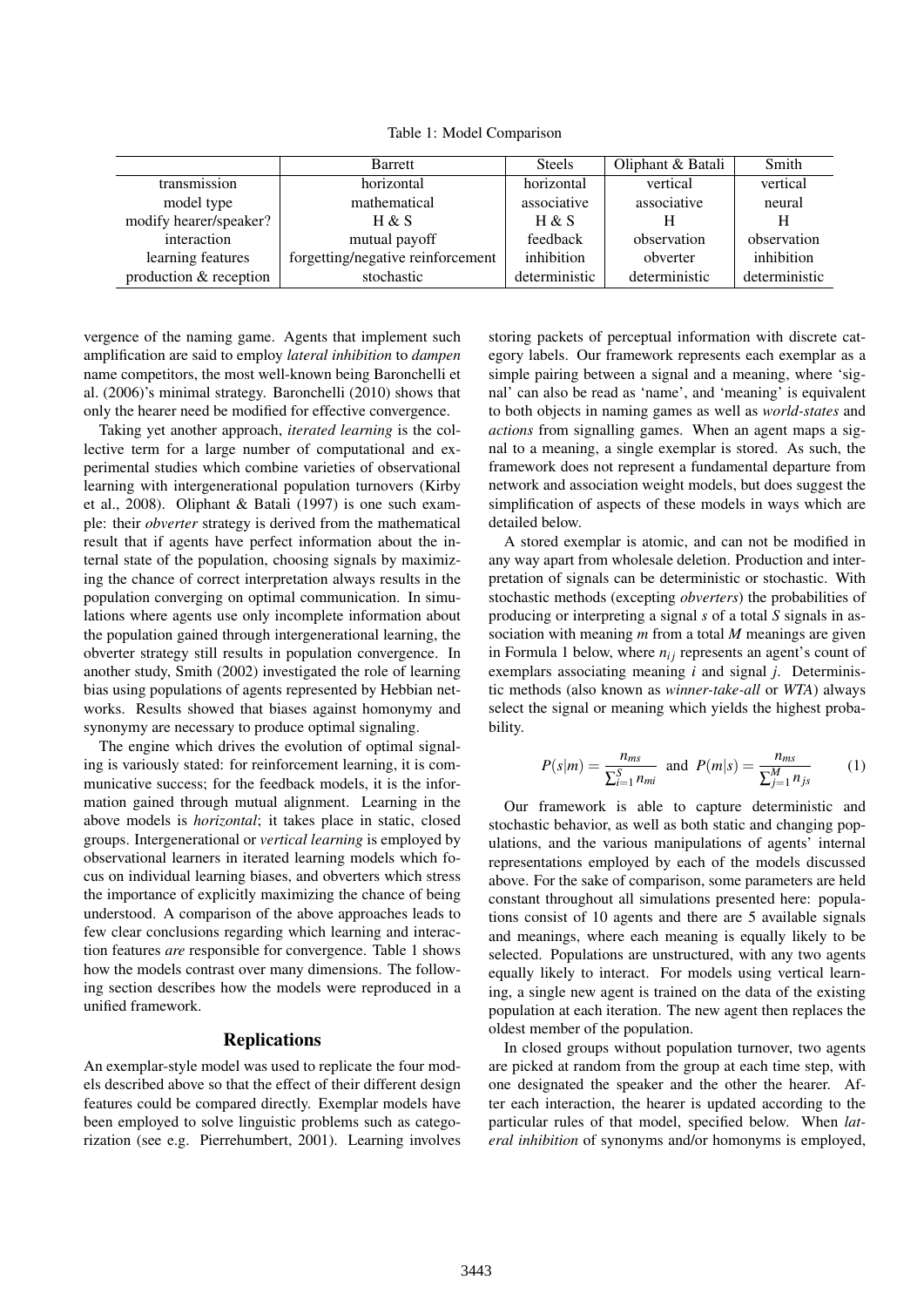Table 1: Model Comparison

| | Barrett | Steels | Oliphant & Batali | Smith |
|---|---|---|---|---|
| transmission | horizontal | horizontal | vertical | vertical |
| model type | mathematical | associative | associative | neural |
| modify hearer/speaker? | H & S | H & S | H | H |
| interaction | mutual payoff | feedback | observation | observation |
| learning features | forgetting/negative reinforcement | inhibition | obverter | inhibition |
| production & reception | stochastic | deterministic | deterministic | deterministic |

vergence of the naming game. Agents that implement such amplification are said to employ *lateral inhibition* to *dampen* name competitors, the most well-known being Baronchelli et al. (2006)'s minimal strategy. Baronchelli (2010) shows that only the hearer need be modified for effective convergence.

Taking yet another approach, *iterated learning* is the collective term for a large number of computational and experimental studies which combine varieties of observational learning with intergenerational population turnovers (Kirby et al., 2008). Oliphant & Batali (1997) is one such example: their *obverter* strategy is derived from the mathematical result that if agents have perfect information about the internal state of the population, choosing signals by maximizing the chance of correct interpretation always results in the population converging on optimal communication. In simulations where agents use only incomplete information about the population gained through intergenerational learning, the obverter strategy still results in population convergence. In another study, Smith (2002) investigated the role of learning bias using populations of agents represented by Hebbian networks. Results showed that biases against homonymy and synonymy are necessary to produce optimal signaling.

The engine which drives the evolution of optimal signaling is variously stated: for reinforcement learning, it is communicative success; for the feedback models, it is the information gained through mutual alignment. Learning in the above models is *horizontal*; it takes place in static, closed groups. Intergenerational or *vertical learning* is employed by observational learners in iterated learning models which focus on individual learning biases, and obverters which stress the importance of explicitly maximizing the chance of being understood. A comparison of the above approaches leads to few clear conclusions regarding which learning and interaction features *are* responsible for convergence. Table 1 shows how the models contrast over many dimensions. The following section describes how the models were reproduced in a unified framework.

## Replications

An exemplar-style model was used to replicate the four models described above so that the effect of their different design features could be compared directly. Exemplar models have been employed to solve linguistic problems such as categorization (see e.g. Pierrehumbert, 2001). Learning involves storing packets of perceptual information with discrete category labels. Our framework represents each exemplar as a simple pairing between a signal and a meaning, where 'signal' can also be read as 'name', and 'meaning' is equivalent to both objects in naming games as well as *world-states* and *actions* from signalling games. When an agent maps a signal to a meaning, a single exemplar is stored. As such, the framework does not represent a fundamental departure from network and association weight models, but does suggest the simplification of aspects of these models in ways which are detailed below.

A stored exemplar is atomic, and can not be modified in any way apart from wholesale deletion. Production and interpretation of signals can be deterministic or stochastic. With stochastic methods (excepting *obverters*) the probabilities of producing or interpreting a signal $s$ of a total $S$ signals in association with meaning $m$ from a total $M$ meanings are given in Formula 1 below, where $n_{ij}$ represents an agent's count of exemplars associating meaning $i$ and signal $j$. Deterministic methods (also known as *winner-take-all* or *WTA*) always select the signal or meaning which yields the highest probability.

$$P(s|m) = \frac{n_{ms}}{\sum_{i=1}^{S} n_{mi}} \text{ and } P(m|s) = \frac{n_{ms}}{\sum_{j=1}^{M} n_{js}} \qquad (1)$$

Our framework is able to capture deterministic and stochastic behavior, as well as both static and changing populations, and the various manipulations of agents' internal representations employed by each of the models discussed above. For the sake of comparison, some parameters are held constant throughout all simulations presented here: populations consist of 10 agents and there are 5 available signals and meanings, where each meaning is equally likely to be selected. Populations are unstructured, with any two agents equally likely to interact. For models using vertical learning, a single new agent is trained on the data of the existing population at each iteration. The new agent then replaces the oldest member of the population.

In closed groups without population turnover, two agents are picked at random from the group at each time step, with one designated the speaker and the other the hearer. After each interaction, the hearer is updated according to the particular rules of that model, specified below. When *lateral inhibition* of synonyms and/or homonyms is employed,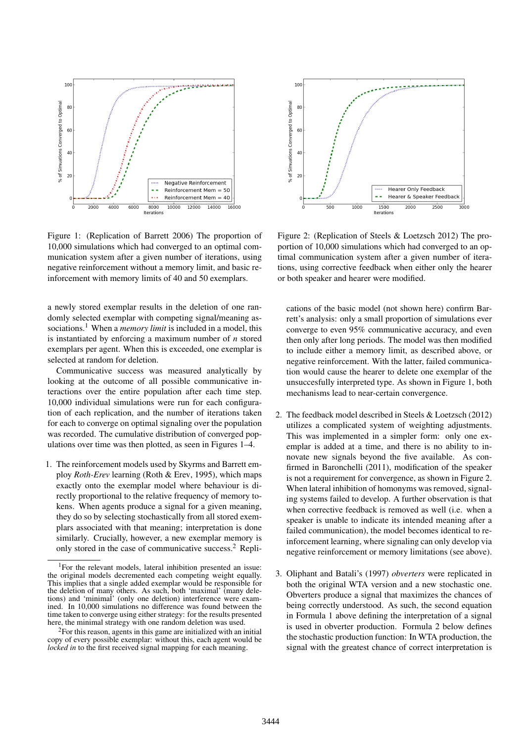Figure 1: (Replication of Barrett 2006) The proportion of 10,000 simulations which had converged to an optimal communication system after a given number of iterations, using negative reinforcement without a memory limit, and basic reinforcement with memory limits of 40 and 50 exemplars.

Figure 2: (Replication of Steels & Loetzsch 2012) The proportion of 10,000 simulations which had converged to an optimal communication system after a given number of iterations, using corrective feedback when either only the hearer or both speaker and hearer were modified.

a newly stored exemplar results in the deletion of one randomly selected exemplar with competing signal/meaning associations.[1] When a *memory limit* is included in a model, this is instantiated by enforcing a maximum number of $n$ stored exemplars per agent. When this is exceeded, one exemplar is selected at random for deletion.

Communicative success was measured analytically by looking at the outcome of all possible communicative interactions over the entire population after each time step. 10,000 individual simulations were run for each configuration of each replication, and the number of iterations taken for each to converge on optimal signaling over the population was recorded. The cumulative distribution of converged populations over time was then plotted, as seen in Figures 1–4.

1. The reinforcement models used by Skyrms and Barrett employ *Roth-Erev* learning (Roth & Erev, 1995), which maps exactly onto the exemplar model where behaviour is directly proportional to the relative frequency of memory tokens. When agents produce a signal for a given meaning, they do so by selecting stochastically from all stored exemplars associated with that meaning; interpretation is done similarly. Crucially, however, a new exemplar memory is only stored in the case of communicative success.[2] Replications of the basic model (not shown here) confirm Barrett's analysis: only a small proportion of simulations ever converge to even 95% communicative accuracy, and even then only after long periods. The model was then modified to include either a memory limit, as described above, or negative reinforcement. With the latter, failed communication would cause the hearer to delete one exemplar of the unsuccesfully interpreted type. As shown in Figure 1, both mechanisms lead to near-certain convergence.

2. The feedback model described in Steels & Loetzsch (2012) utilizes a complicated system of weighting adjustments. This was implemented in a simpler form: only one exemplar is added at a time, and there is no ability to innovate new signals beyond the five available. As confirmed in Baronchelli (2011), modification of the speaker is not a requirement for convergence, as shown in Figure 2. When lateral inhibition of homonyms was removed, signaling systems failed to develop. A further observation is that when corrective feedback is removed as well (i.e. when a speaker is unable to indicate its intended meaning after a failed communication), the model becomes identical to reinforcement learning, where signaling can only develop via negative reinforcement or memory limitations (see above).

3. Oliphant and Batali's (1997) *obverters* were replicated in both the original WTA version and a new stochastic one. Obverters produce a signal that maximizes the chances of being correctly understood. As such, the second equation in Formula 1 above defining the interpretation of a signal is used in obverter production. Formula 2 below defines the stochastic production function: In WTA production, the signal with the greatest chance of correct interpretation is

[1] For the relevant models, lateral inhibition presented an issue: the original models decremented each competing weight equally. This implies that a single added exemplar would be responsible for the deletion of many others. As such, both 'maximal' (many deletions) and 'minimal' (only one deletion) interference were examined. In 10,000 simulations no difference was found between the time taken to converge using either strategy: for the results presented here, the minimal strategy with one random deletion was used.

[2] For this reason, agents in this game are initialized with an initial copy of every possible exemplar: without this, each agent would be *locked in* to the first received signal mapping for each meaning.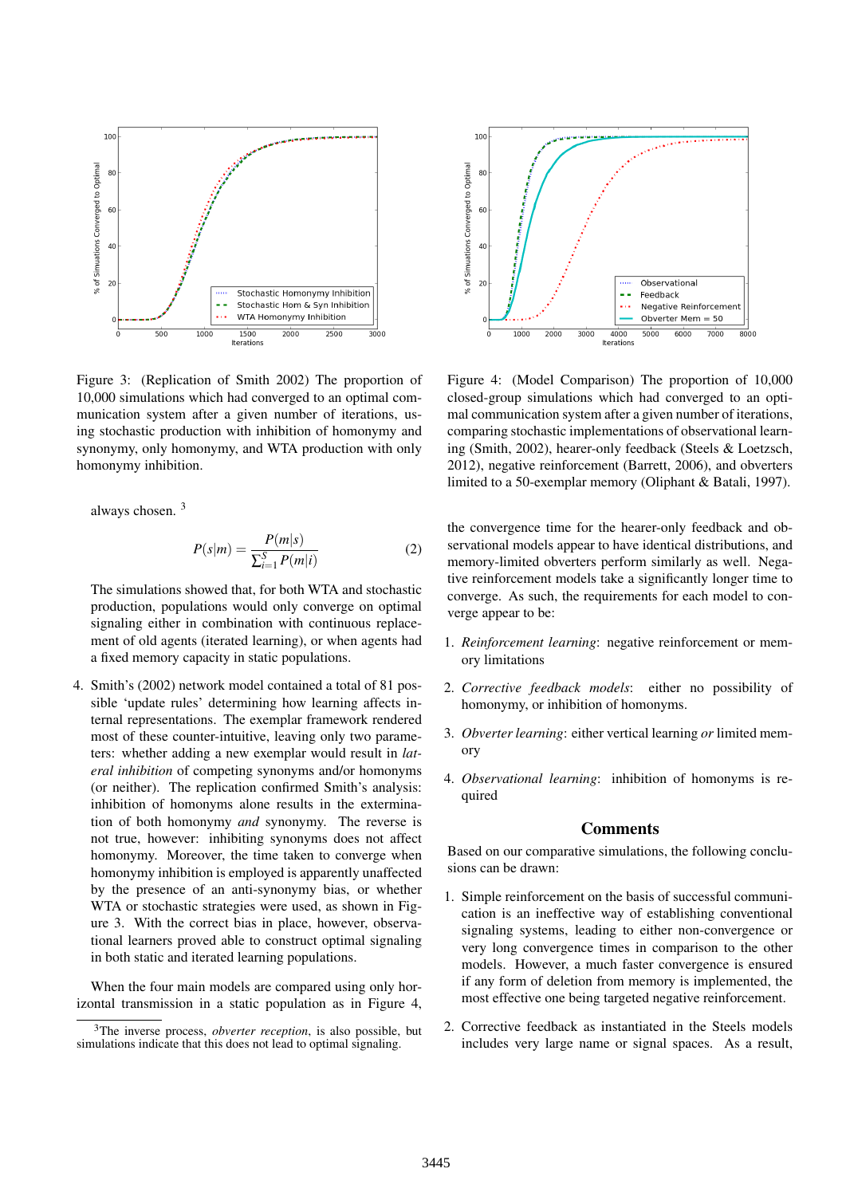Figure 3: (Replication of Smith 2002) The proportion of 10,000 simulations which had converged to an optimal communication system after a given number of iterations, using stochastic production with inhibition of homonymy and synonymy, only homonymy, and WTA production with only homonymy inhibition.

Figure 4: (Model Comparison) The proportion of 10,000 closed-group simulations which had converged to an optimal communication system after a given number of iterations, comparing stochastic implementations of observational learning (Smith, 2002), hearer-only feedback (Steels & Loetzsch, 2012), negative reinforcement (Barrett, 2006), and obverters limited to a 50-exemplar memory (Oliphant & Batali, 1997).

always chosen. [3]

$$P(s|m) = \frac{P(m|s)}{\sum_{i=1}^{S} P(m|i)} \tag{2}$$

The simulations showed that, for both WTA and stochastic production, populations would only converge on optimal signaling either in combination with continuous replacement of old agents (iterated learning), or when agents had a fixed memory capacity in static populations.

4. Smith's (2002) network model contained a total of 81 possible 'update rules' determining how learning affects internal representations. The exemplar framework rendered most of these counter-intuitive, leaving only two parameters: whether adding a new exemplar would result in *lateral inhibition* of competing synonyms and/or homonyms (or neither). The replication confirmed Smith's analysis: inhibition of homonyms alone results in the extermination of both homonymy *and* synonymy. The reverse is not true, however: inhibiting synonyms does not affect homonymy. Moreover, the time taken to converge when homonymy inhibition is employed is apparently unaffected by the presence of an anti-synonymy bias, or whether WTA or stochastic strategies were used, as shown in Figure 3. With the correct bias in place, however, observational learners proved able to construct optimal signaling in both static and iterated learning populations.

When the four main models are compared using only horizontal transmission in a static population as in Figure 4, the convergence time for the hearer-only feedback and observational models appear to have identical distributions, and memory-limited obverters perform similarly as well. Negative reinforcement models take a significantly longer time to converge. As such, the requirements for each model to converge appear to be:

1. *Reinforcement learning*: negative reinforcement or memory limitations
2. *Corrective feedback models*: either no possibility of homonymy, or inhibition of homonyms.
3. *Obverter learning*: either vertical learning *or* limited memory
4. *Observational learning*: inhibition of homonyms is required

## Comments

Based on our comparative simulations, the following conclusions can be drawn:

1. Simple reinforcement on the basis of successful communication is an ineffective way of establishing conventional signaling systems, leading to either non-convergence or very long convergence times in comparison to the other models. However, a much faster convergence is ensured if any form of deletion from memory is implemented, the most effective one being targeted negative reinforcement.
2. Corrective feedback as instantiated in the Steels models includes very large name or signal spaces. As a result,

[3] The inverse process, *obverter reception*, is also possible, but simulations indicate that this does not lead to optimal signaling.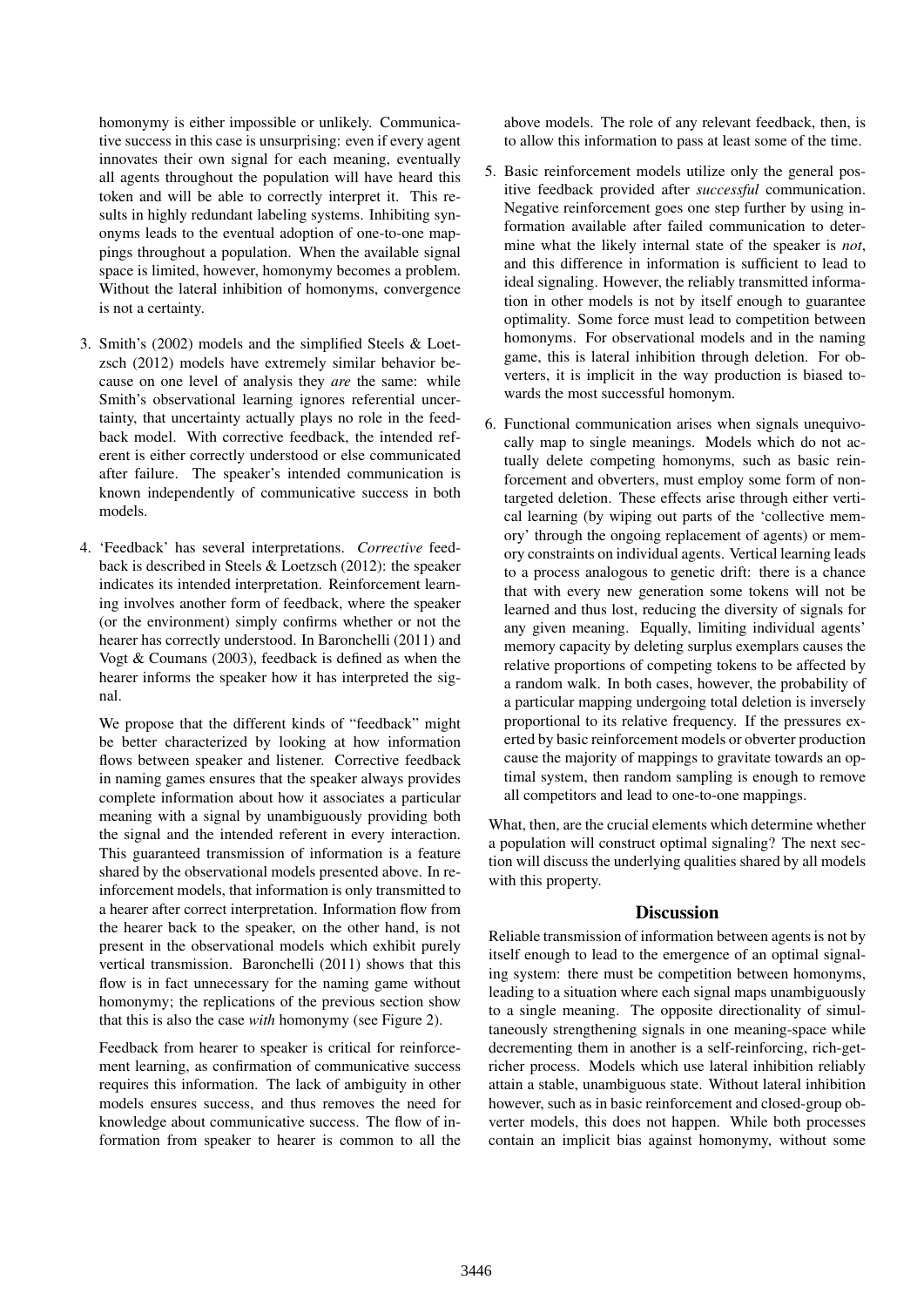homonymy is either impossible or unlikely. Communicative success in this case is unsurprising: even if every agent innovates their own signal for each meaning, eventually all agents throughout the population will have heard this token and will be able to correctly interpret it. This results in highly redundant labeling systems. Inhibiting synonyms leads to the eventual adoption of one-to-one mappings throughout a population. When the available signal space is limited, however, homonymy becomes a problem. Without the lateral inhibition of homonyms, convergence is not a certainty.

3. Smith's (2002) models and the simplified Steels & Loetzsch (2012) models have extremely similar behavior because on one level of analysis they *are* the same: while Smith's observational learning ignores referential uncertainty, that uncertainty actually plays no role in the feedback model. With corrective feedback, the intended referent is either correctly understood or else communicated after failure. The speaker's intended communication is known independently of communicative success in both models.

4. 'Feedback' has several interpretations. *Corrective* feedback is described in Steels & Loetzsch (2012): the speaker indicates its intended interpretation. Reinforcement learning involves another form of feedback, where the speaker (or the environment) simply confirms whether or not the hearer has correctly understood. In Baronchelli (2011) and Vogt & Coumans (2003), feedback is defined as when the hearer informs the speaker how it has interpreted the signal.

   We propose that the different kinds of "feedback" might be better characterized by looking at how information flows between speaker and listener. Corrective feedback in naming games ensures that the speaker always provides complete information about how it associates a particular meaning with a signal by unambiguously providing both the signal and the intended referent in every interaction. This guaranteed transmission of information is a feature shared by the observational models presented above. In reinforcement models, that information is only transmitted to a hearer after correct interpretation. Information flow from the hearer back to the speaker, on the other hand, is not present in the observational models which exhibit purely vertical transmission. Baronchelli (2011) shows that this flow is in fact unnecessary for the naming game without homonymy; the replications of the previous section show that this is also the case *with* homonymy (see Figure 2).

   Feedback from hearer to speaker is critical for reinforcement learning, as confirmation of communicative success requires this information. The lack of ambiguity in other models ensures success, and thus removes the need for knowledge about communicative success. The flow of information from speaker to hearer is common to all the above models. The role of any relevant feedback, then, is to allow this information to pass at least some of the time.

5. Basic reinforcement models utilize only the general positive feedback provided after *successful* communication. Negative reinforcement goes one step further by using information available after failed communication to determine what the likely internal state of the speaker is *not*, and this difference in information is sufficient to lead to ideal signaling. However, the reliably transmitted information in other models is not by itself enough to guarantee optimality. Some force must lead to competition between homonyms. For observational models and in the naming game, this is lateral inhibition through deletion. For obverters, it is implicit in the way production is biased towards the most successful homonym.

6. Functional communication arises when signals unequivocally map to single meanings. Models which do not actually delete competing homonyms, such as basic reinforcement and obverters, must employ some form of nontargeted deletion. These effects arise through either vertical learning (by wiping out parts of the 'collective memory' through the ongoing replacement of agents) or memory constraints on individual agents. Vertical learning leads to a process analogous to genetic drift: there is a chance that with every new generation some tokens will not be learned and thus lost, reducing the diversity of signals for any given meaning. Equally, limiting individual agents' memory capacity by deleting surplus exemplars causes the relative proportions of competing tokens to be affected by a random walk. In both cases, however, the probability of a particular mapping undergoing total deletion is inversely proportional to its relative frequency. If the pressures exerted by basic reinforcement models or obverter production cause the majority of mappings to gravitate towards an optimal system, then random sampling is enough to remove all competitors and lead to one-to-one mappings.

What, then, are the crucial elements which determine whether a population will construct optimal signaling? The next section will discuss the underlying qualities shared by all models with this property.

## Discussion

Reliable transmission of information between agents is not by itself enough to lead to the emergence of an optimal signaling system: there must be competition between homonyms, leading to a situation where each signal maps unambiguously to a single meaning. The opposite directionality of simultaneously strengthening signals in one meaning-space while decrementing them in another is a self-reinforcing, rich-get-richer process. Models which use lateral inhibition reliably attain a stable, unambiguous state. Without lateral inhibition however, such as in basic reinforcement and closed-group obverter models, this does not happen. While both processes contain an implicit bias against homonymy, without some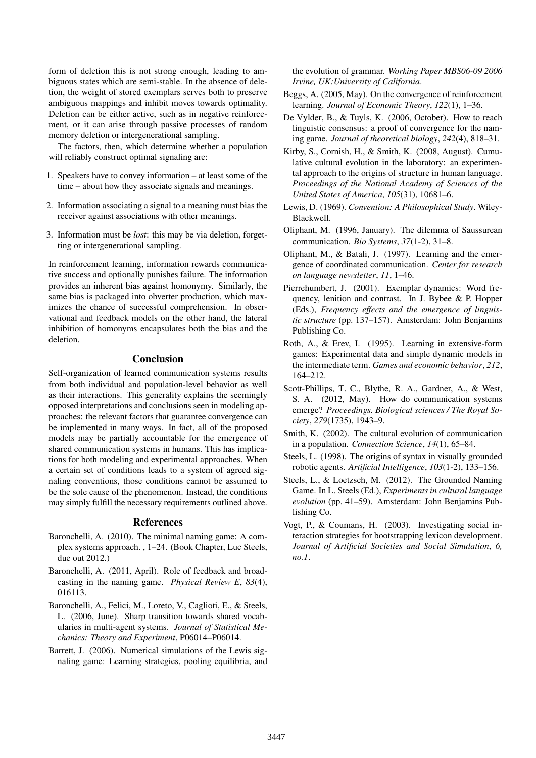form of deletion this is not strong enough, leading to ambiguous states which are semi-stable. In the absence of deletion, the weight of stored exemplars serves both to preserve ambiguous mappings and inhibit moves towards optimality. Deletion can be either active, such as in negative reinforcement, or it can arise through passive processes of random memory deletion or intergenerational sampling.

The factors, then, which determine whether a population will reliably construct optimal signaling are:

1. Speakers have to convey information – at least some of the time – about how they associate signals and meanings.
2. Information associating a signal to a meaning must bias the receiver against associations with other meanings.
3. Information must be *lost*: this may be via deletion, forgetting or intergenerational sampling.

In reinforcement learning, information rewards communicative success and optionally punishes failure. The information provides an inherent bias against homonymy. Similarly, the same bias is packaged into obverter production, which maximizes the chance of successful comprehension. In observational and feedback models on the other hand, the lateral inhibition of homonyms encapsulates both the bias and the deletion.

## Conclusion

Self-organization of learned communication systems results from both individual and population-level behavior as well as their interactions. This generality explains the seemingly opposed interpretations and conclusions seen in modeling approaches: the relevant factors that guarantee convergence can be implemented in many ways. In fact, all of the proposed models may be partially accountable for the emergence of shared communication systems in humans. This has implications for both modeling and experimental approaches. When a certain set of conditions leads to a system of agreed signaling conventions, those conditions cannot be assumed to be the sole cause of the phenomenon. Instead, the conditions may simply fulfill the necessary requirements outlined above.

## References

Baronchelli, A. (2010). The minimal naming game: A complex systems approach. , 1–24. (Book Chapter, Luc Steels, due out 2012.)

Baronchelli, A. (2011, April). Role of feedback and broadcasting in the naming game. *Physical Review E*, *83*(4), 016113.

Baronchelli, A., Felici, M., Loreto, V., Caglioti, E., & Steels, L. (2006, June). Sharp transition towards shared vocabularies in multi-agent systems. *Journal of Statistical Mechanics: Theory and Experiment*, P06014–P06014.

Barrett, J. (2006). Numerical simulations of the Lewis signaling game: Learning strategies, pooling equilibria, and the evolution of grammar. *Working Paper MBS06-09 2006 Irvine, UK:University of California*.

Beggs, A. (2005, May). On the convergence of reinforcement learning. *Journal of Economic Theory*, *122*(1), 1–36.

De Vylder, B., & Tuyls, K. (2006, October). How to reach linguistic consensus: a proof of convergence for the naming game. *Journal of theoretical biology*, *242*(4), 818–31.

Kirby, S., Cornish, H., & Smith, K. (2008, August). Cumulative cultural evolution in the laboratory: an experimental approach to the origins of structure in human language. *Proceedings of the National Academy of Sciences of the United States of America*, *105*(31), 10681–6.

Lewis, D. (1969). *Convention: A Philosophical Study*. Wiley-Blackwell.

Oliphant, M. (1996, January). The dilemma of Saussurean communication. *Bio Systems*, *37*(1-2), 31–8.

Oliphant, M., & Batali, J. (1997). Learning and the emergence of coordinated communication. *Center for research on language newsletter*, *11*, 1–46.

Pierrehumbert, J. (2001). Exemplar dynamics: Word frequency, lenition and contrast. In J. Bybee & P. Hopper (Eds.), *Frequency effects and the emergence of linguistic structure* (pp. 137–157). Amsterdam: John Benjamins Publishing Co.

Roth, A., & Erev, I. (1995). Learning in extensive-form games: Experimental data and simple dynamic models in the intermediate term. *Games and economic behavior*, *212*, 164–212.

Scott-Phillips, T. C., Blythe, R. A., Gardner, A., & West, S. A. (2012, May). How do communication systems emerge? *Proceedings. Biological sciences / The Royal Society*, *279*(1735), 1943–9.

Smith, K. (2002). The cultural evolution of communication in a population. *Connection Science*, *14*(1), 65–84.

Steels, L. (1998). The origins of syntax in visually grounded robotic agents. *Artificial Intelligence*, *103*(1-2), 133–156.

Steels, L., & Loetzsch, M. (2012). The Grounded Naming Game. In L. Steels (Ed.), *Experiments in cultural language evolution* (pp. 41–59). Amsterdam: John Benjamins Publishing Co.

Vogt, P., & Coumans, H. (2003). Investigating social interaction strategies for bootstrapping lexicon development. *Journal of Artificial Societies and Social Simulation*, *6, no.1*.